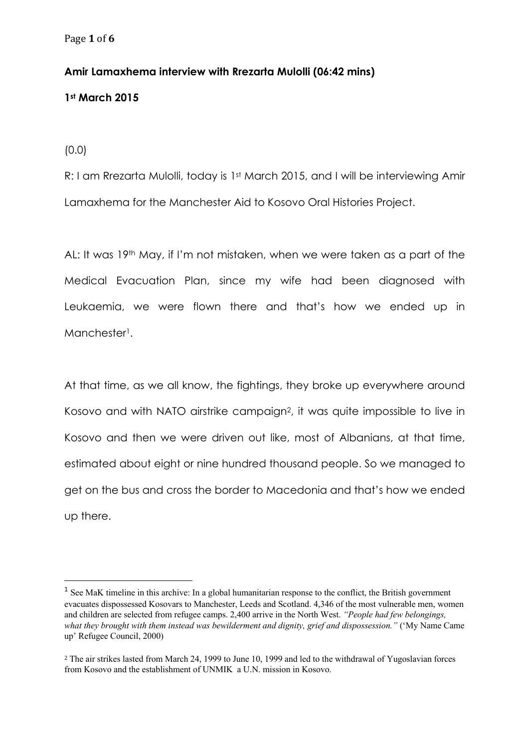**Amir Lamaxhema interview with Rrezarta Mulolli (06:42 mins)**

**1st March 2015**

(0.0)

R: I am Rrezarta Mulolli, today is 1st March 2015, and I will be interviewing Amir Lamaxhema for the Manchester Aid to Kosovo Oral Histories Project.

AL: It was 19th May, if I'm not mistaken, when we were taken as a part of the Medical Evacuation Plan, since my wife had been diagnosed with Leukaemia, we were flown there and that's how we ended up in Manchester[1].

At that time, as we all know, the fightings, they broke up everywhere around Kosovo and with NATO airstrike campaign[2], it was quite impossible to live in Kosovo and then we were driven out like, most of Albanians, at that time, estimated about eight or nine hundred thousand people. So we managed to get on the bus and cross the border to Macedonia and that's how we ended up there.

---

[1] See MaK timeline in this archive: In a global humanitarian response to the conflict, the British government evacuates dispossessed Kosovars to Manchester, Leeds and Scotland. 4,346 of the most vulnerable men, women and children are selected from refugee camps. 2,400 arrive in the North West. *"People had few belongings, what they brought with them instead was bewilderment and dignity, grief and dispossession."* ('My Name Came up' Refugee Council, 2000)

[2] The air strikes lasted from March 24, 1999 to June 10, 1999 and led to the withdrawal of Yugoslavian forces from Kosovo and the establishment of UNMIK a U.N. mission in Kosovo.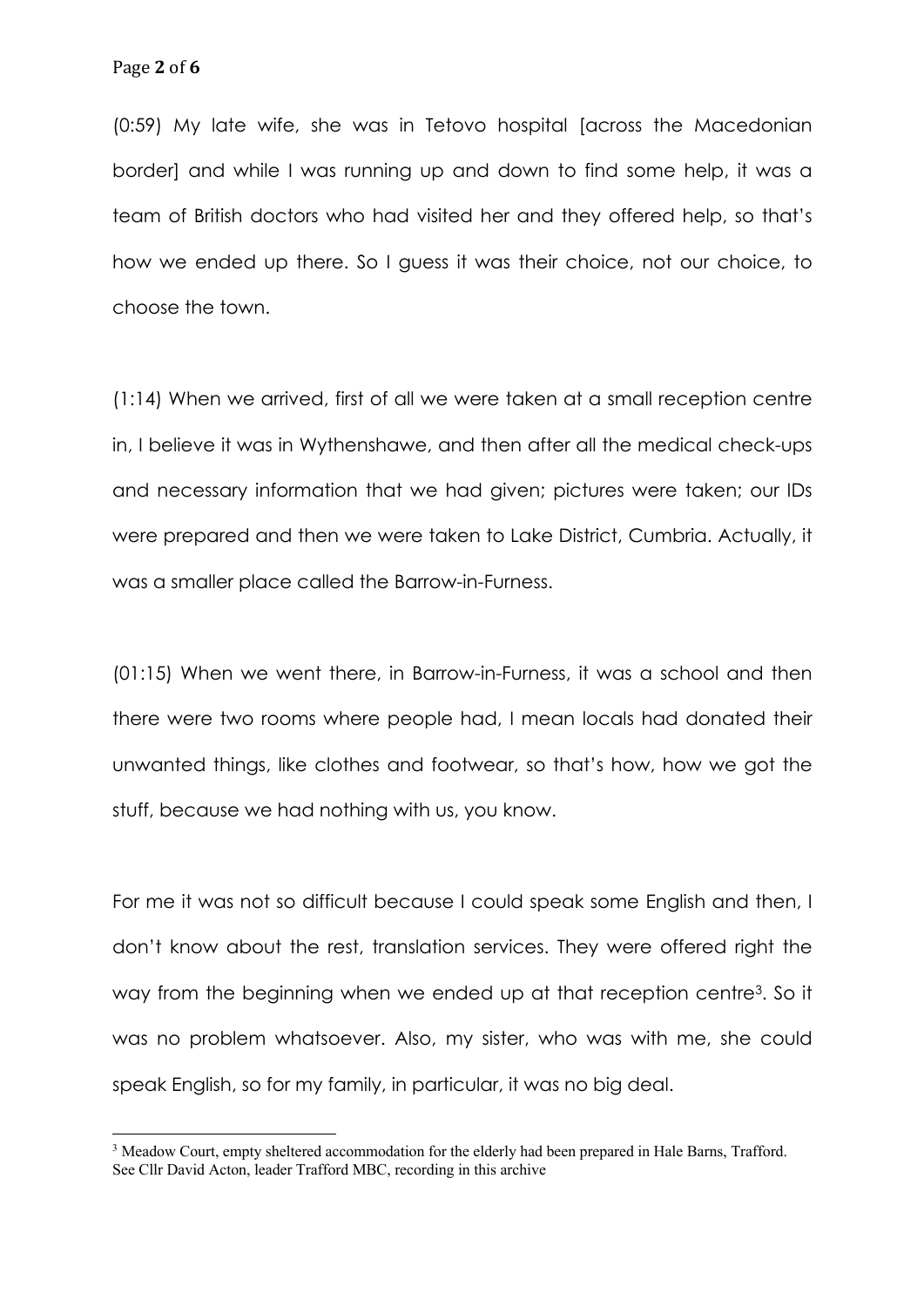(0:59) My late wife, she was in Tetovo hospital [across the Macedonian border] and while I was running up and down to find some help, it was a team of British doctors who had visited her and they offered help, so that's how we ended up there. So I guess it was their choice, not our choice, to choose the town.

(1:14) When we arrived, first of all we were taken at a small reception centre in, I believe it was in Wythenshawe, and then after all the medical check-ups and necessary information that we had given; pictures were taken; our IDs were prepared and then we were taken to Lake District, Cumbria. Actually, it was a smaller place called the Barrow-in-Furness.

(01:15) When we went there, in Barrow-in-Furness, it was a school and then there were two rooms where people had, I mean locals had donated their unwanted things, like clothes and footwear, so that's how, how we got the stuff, because we had nothing with us, you know.

For me it was not so difficult because I could speak some English and then, I don't know about the rest, translation services. They were offered right the way from the beginning when we ended up at that reception centre[3]. So it was no problem whatsoever. Also, my sister, who was with me, she could speak English, so for my family, in particular, it was no big deal.

---

[3] Meadow Court, empty sheltered accommodation for the elderly had been prepared in Hale Barns, Trafford. See Cllr David Acton, leader Trafford MBC, recording in this archive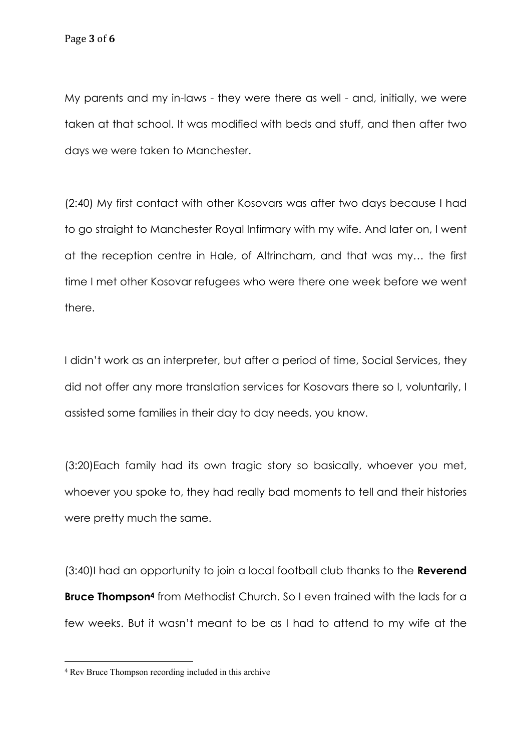My parents and my in-laws - they were there as well - and, initially, we were taken at that school. It was modified with beds and stuff, and then after two days we were taken to Manchester.

(2:40) My first contact with other Kosovars was after two days because I had to go straight to Manchester Royal Infirmary with my wife. And later on, I went at the reception centre in Hale, of Altrincham, and that was my… the first time I met other Kosovar refugees who were there one week before we went there.

I didn't work as an interpreter, but after a period of time, Social Services, they did not offer any more translation services for Kosovars there so I, voluntarily, I assisted some families in their day to day needs, you know.

(3:20)Each family had its own tragic story so basically, whoever you met, whoever you spoke to, they had really bad moments to tell and their histories were pretty much the same.

(3:40)I had an opportunity to join a local football club thanks to the **Reverend Bruce Thompson**[4] from Methodist Church. So I even trained with the lads for a few weeks. But it wasn't meant to be as I had to attend to my wife at the

[4] Rev Bruce Thompson recording included in this archive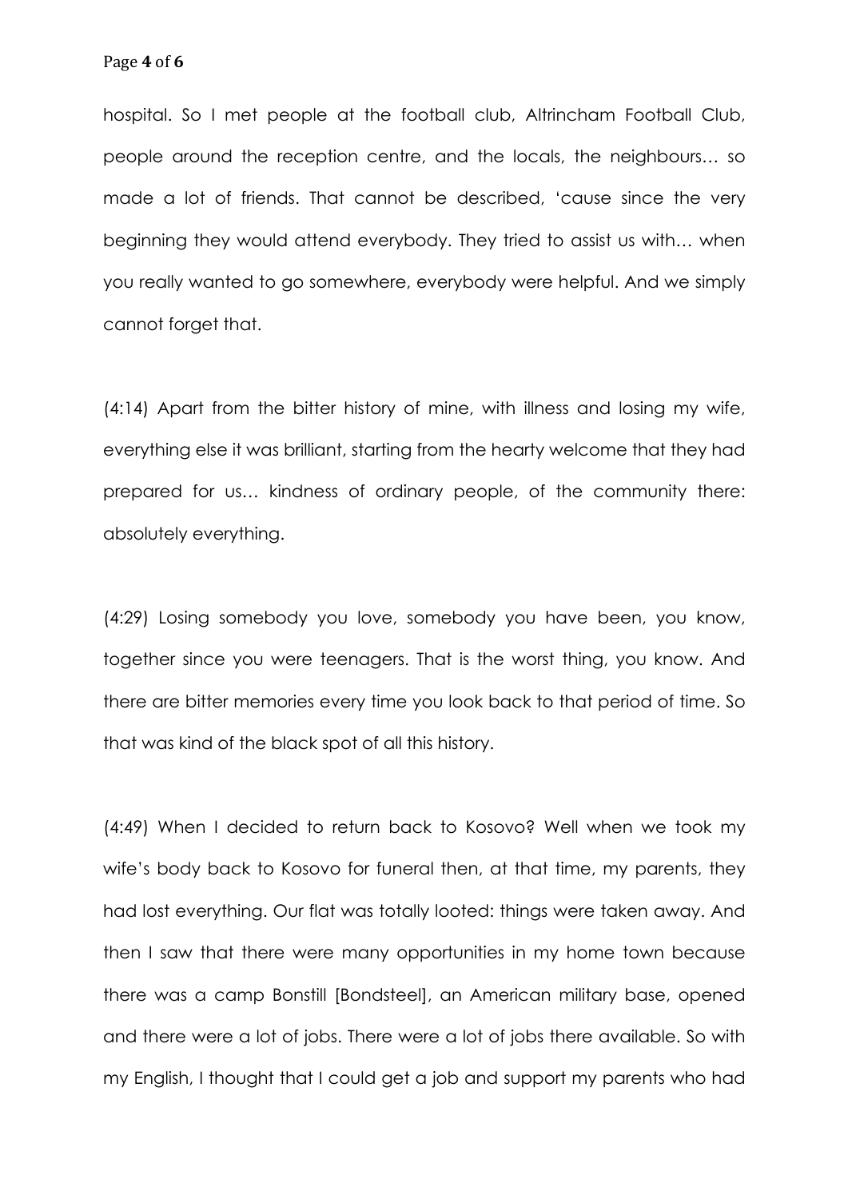hospital. So I met people at the football club, Altrincham Football Club, people around the reception centre, and the locals, the neighbours… so made a lot of friends. That cannot be described, 'cause since the very beginning they would attend everybody. They tried to assist us with… when you really wanted to go somewhere, everybody were helpful. And we simply cannot forget that.

(4:14) Apart from the bitter history of mine, with illness and losing my wife, everything else it was brilliant, starting from the hearty welcome that they had prepared for us… kindness of ordinary people, of the community there: absolutely everything.

(4:29) Losing somebody you love, somebody you have been, you know, together since you were teenagers. That is the worst thing, you know. And there are bitter memories every time you look back to that period of time. So that was kind of the black spot of all this history.

(4:49) When I decided to return back to Kosovo? Well when we took my wife's body back to Kosovo for funeral then, at that time, my parents, they had lost everything. Our flat was totally looted: things were taken away. And then I saw that there were many opportunities in my home town because there was a camp Bonstill [Bondsteel], an American military base, opened and there were a lot of jobs. There were a lot of jobs there available. So with my English, I thought that I could get a job and support my parents who had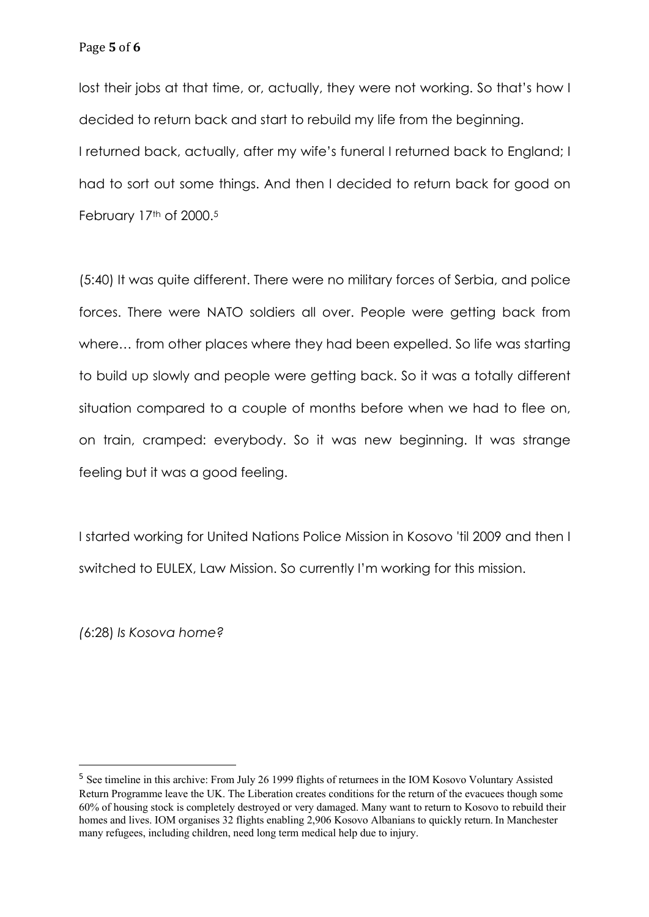lost their jobs at that time, or, actually, they were not working. So that's how I decided to return back and start to rebuild my life from the beginning.
I returned back, actually, after my wife's funeral I returned back to England; I had to sort out some things. And then I decided to return back for good on February 17th of 2000.[5]

(5:40) It was quite different. There were no military forces of Serbia, and police forces. There were NATO soldiers all over. People were getting back from where… from other places where they had been expelled. So life was starting to build up slowly and people were getting back. So it was a totally different situation compared to a couple of months before when we had to flee on, on train, cramped: everybody. So it was new beginning. It was strange feeling but it was a good feeling.

I started working for United Nations Police Mission in Kosovo 'til 2009 and then I switched to EULEX, Law Mission. So currently I'm working for this mission.

*(6:28) Is Kosova home?*

---

[5] See timeline in this archive: From July 26 1999 flights of returnees in the IOM Kosovo Voluntary Assisted Return Programme leave the UK. The Liberation creates conditions for the return of the evacuees though some 60% of housing stock is completely destroyed or very damaged. Many want to return to Kosovo to rebuild their homes and lives. IOM organises 32 flights enabling 2,906 Kosovo Albanians to quickly return. In Manchester many refugees, including children, need long term medical help due to injury.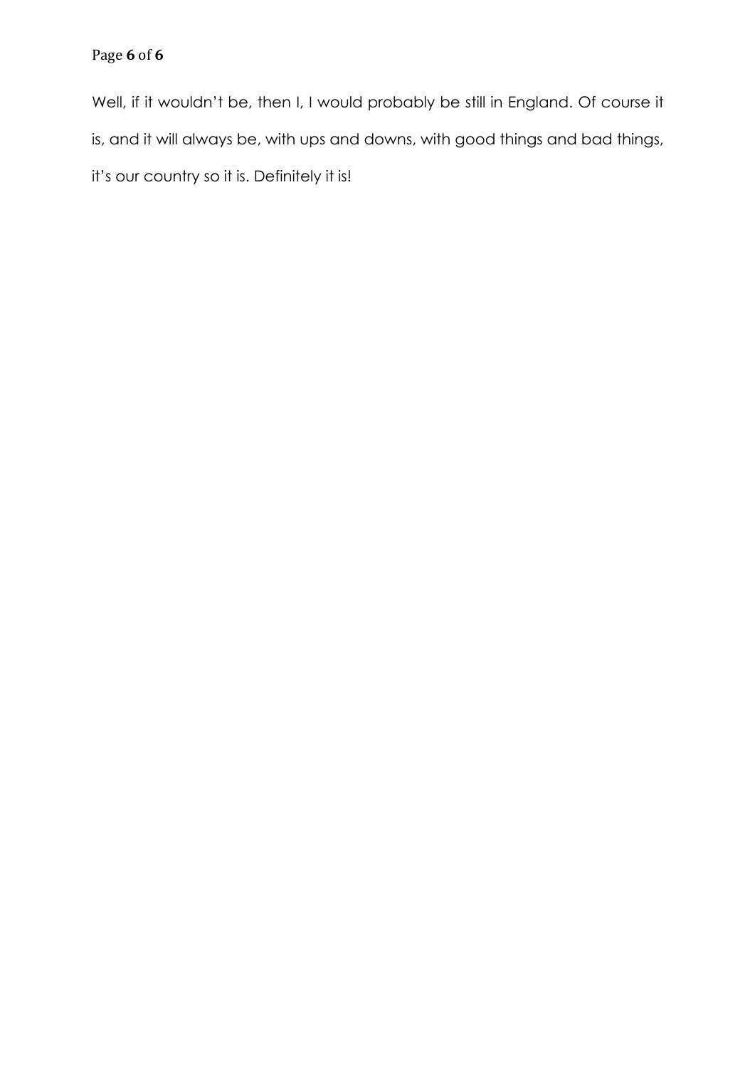Well, if it wouldn't be, then I, I would probably be still in England. Of course it is, and it will always be, with ups and downs, with good things and bad things, it's our country so it is. Definitely it is!